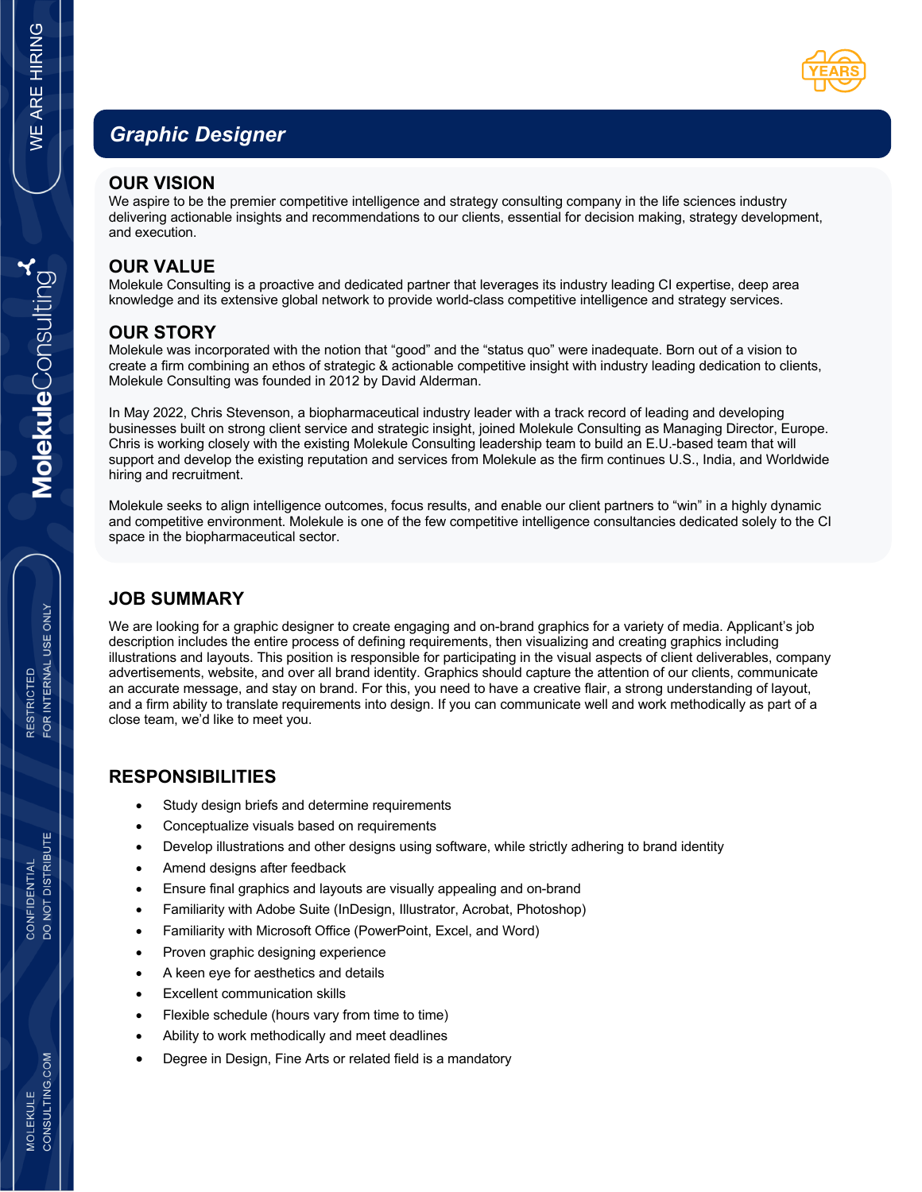# Graphic Designer

## OUR VISION

We aspire to be the premier competitive intelligence and strategy consulting company in the life sciences industry delivering actionable insights and recommendations to our clients, essential for decision making, strategy development, and execution.

## OUR VALUE

Molekule Consulting is a proactive and dedicated partner that leverages its industry leading CI expertise, deep area knowledge and its extensive global network to provide world-class competitive intelligence and strategy services.

## OUR STORY

Molekule was incorporated with the notion that "good" and the "status quo" were inadequate. Born out of a vision to create a firm combining an ethos of strategic & actionable competitive insight with industry leading dedication to clients, Molekule Consulting was founded in 2012 by David Alderman.

In May 2022, Chris Stevenson, a biopharmaceutical industry leader with a track record of leading and developing businesses built on strong client service and strategic insight, joined Molekule Consulting as Managing Director, Europe. Chris is working closely with the existing Molekule Consulting leadership team to build an E.U.-based team that will support and develop the existing reputation and services from Molekule as the firm continues U.S., India, and Worldwide hiring and recruitment.

Molekule seeks to align intelligence outcomes, focus results, and enable our client partners to "win" in a highly dynamic and competitive environment. Molekule is one of the few competitive intelligence consultancies dedicated solely to the CI space in the biopharmaceutical sector.

## JOB SUMMARY

We are looking for a graphic designer to create engaging and on-brand graphics for a variety of media. Applicant's job description includes the entire process of defining requirements, then visualizing and creating graphics including illustrations and layouts. This position is responsible for participating in the visual aspects of client deliverables, company advertisements, website, and over all brand identity. Graphics should capture the attention of our clients, communicate an accurate message, and stay on brand. For this, you need to have a creative flair, a strong understanding of layout, and a firm ability to translate requirements into design. If you can communicate well and work methodically as part of a close team, we'd like to meet you.

## RESPONSIBILITIES

- Study design briefs and determine requirements
- Conceptualize visuals based on requirements
- Develop illustrations and other designs using software, while strictly adhering to brand identity
- Amend designs after feedback
- Ensure final graphics and layouts are visually appealing and on-brand
- Familiarity with Adobe Suite (InDesign, Illustrator, Acrobat, Photoshop)
- Familiarity with Microsoft Office (PowerPoint, Excel, and Word)
- Proven graphic designing experience
- A keen eye for aesthetics and details
- Excellent communication skills
- Flexible schedule (hours vary from time to time)
- Ability to work methodically and meet deadlines
- Degree in Design, Fine Arts or related field is a mandatory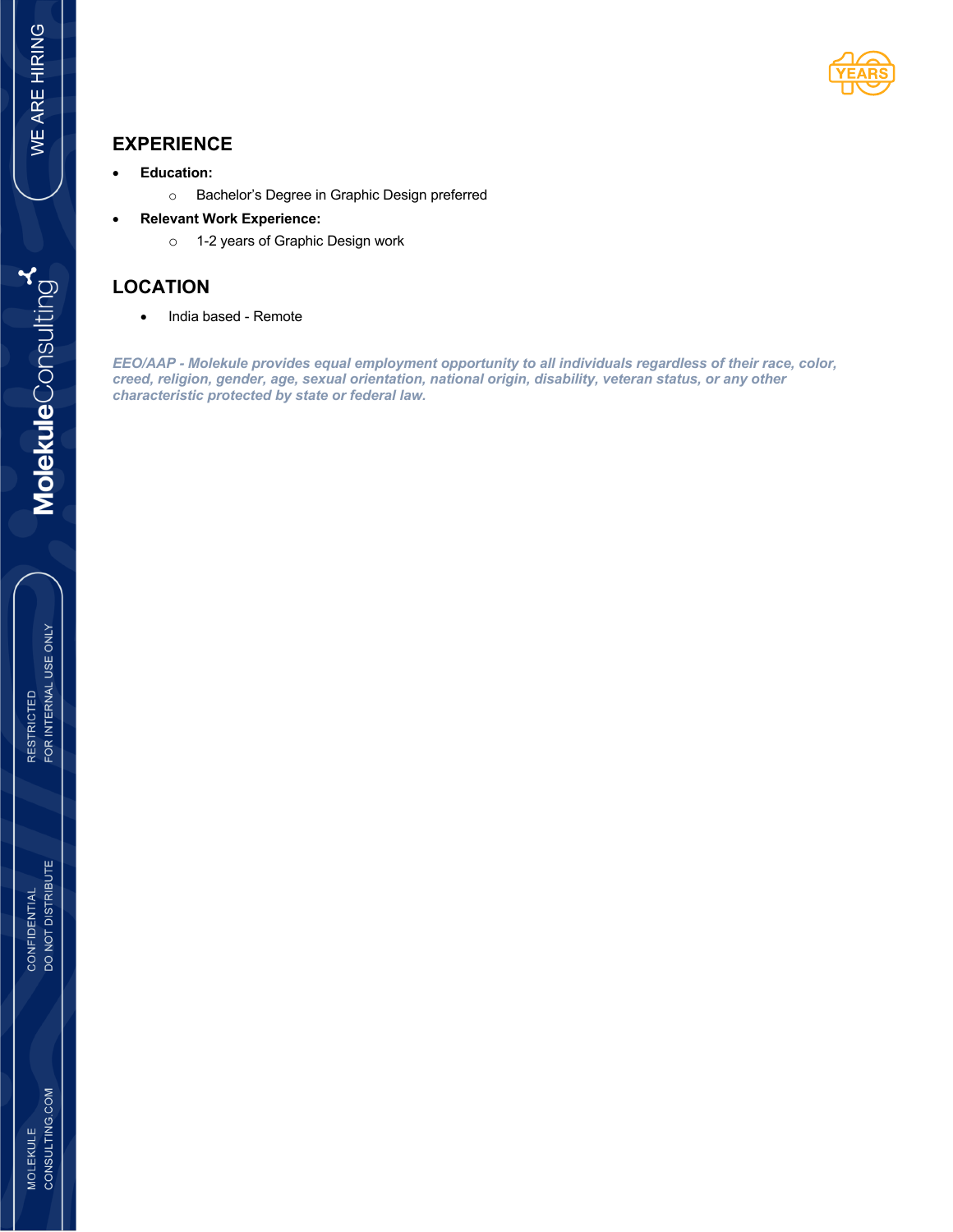## EXPERIENCE

- **Education:**
  - Bachelor's Degree in Graphic Design preferred
- **Relevant Work Experience:**
  - 1-2 years of Graphic Design work

## LOCATION

- India based - Remote

***EEO/AAP - Molekule provides equal employment opportunity to all individuals regardless of their race, color, creed, religion, gender, age, sexual orientation, national origin, disability, veteran status, or any other characteristic protected by state or federal law.***